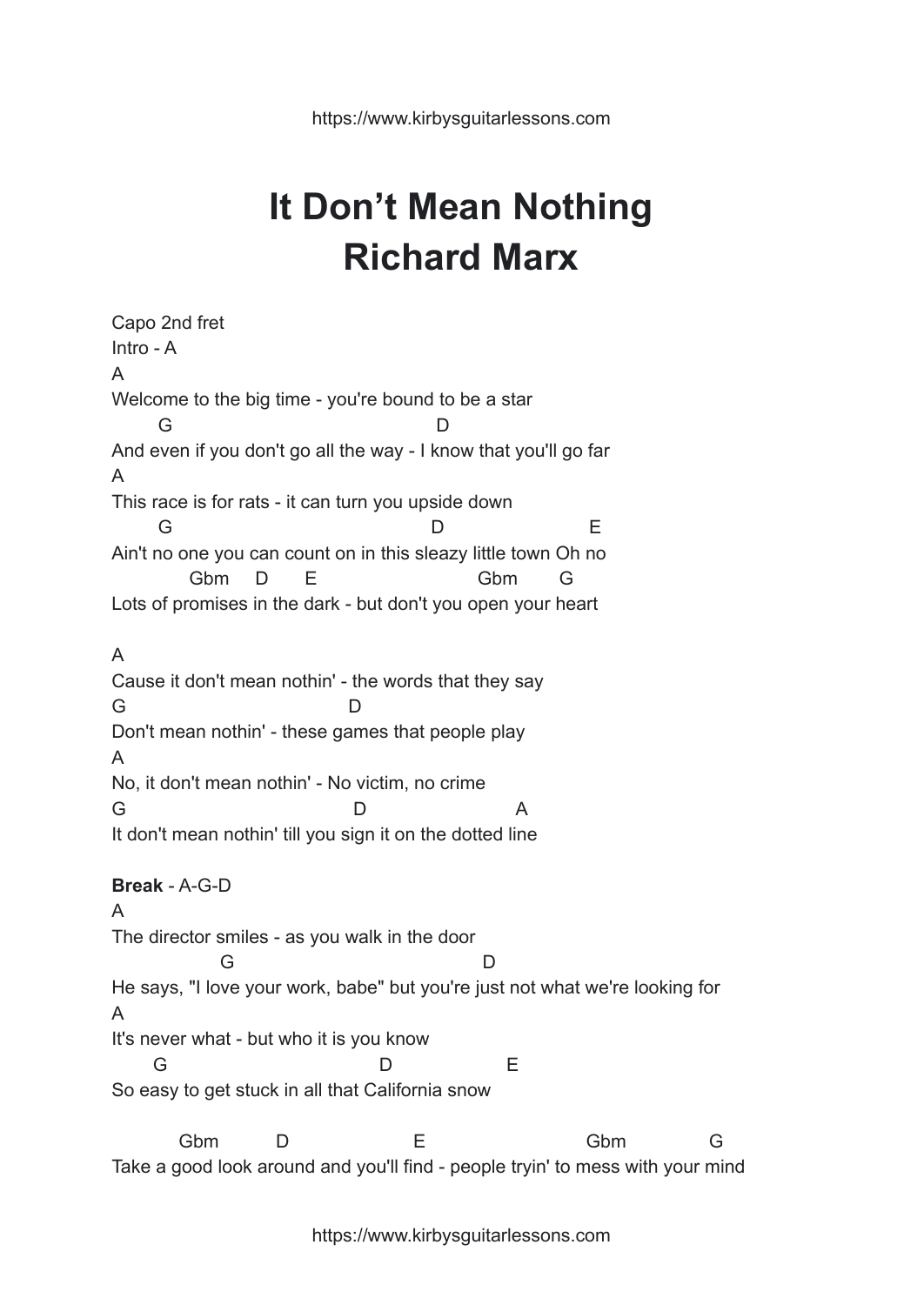# It Don't Mean Nothing
# Richard Marx

```
Capo 2nd fret
Intro - A
A
Welcome to the big time - you're bound to be a star
         G                                        D
And even if you don't go all the way - I know that you'll go far
A
This race is for rats - it can turn you upside down
         G                                       D                    E
Ain't no one you can count on in this sleazy little town Oh no
              Gbm     D       E                        Gbm       G
Lots of promises in the dark - but don't you open your heart

A
Cause it don't mean nothin' - the words that they say
G                                 D
Don't mean nothin' - these games that people play
A
No, it don't mean nothin' - No victim, no crime
G                                  D                         A
It don't mean nothin' till you sign it on the dotted line
```

**Break** - A-G-D

```
A
The director smiles - as you walk in the door
                   G                                     D
He says, "I love your work, babe" but you're just not what we're looking for
A
It's never what - but who it is you know
        G                              D                    E
So easy to get stuck in all that California snow

            Gbm          D                    E                       Gbm              G
Take a good look around and you'll find - people tryin' to mess with your mind
```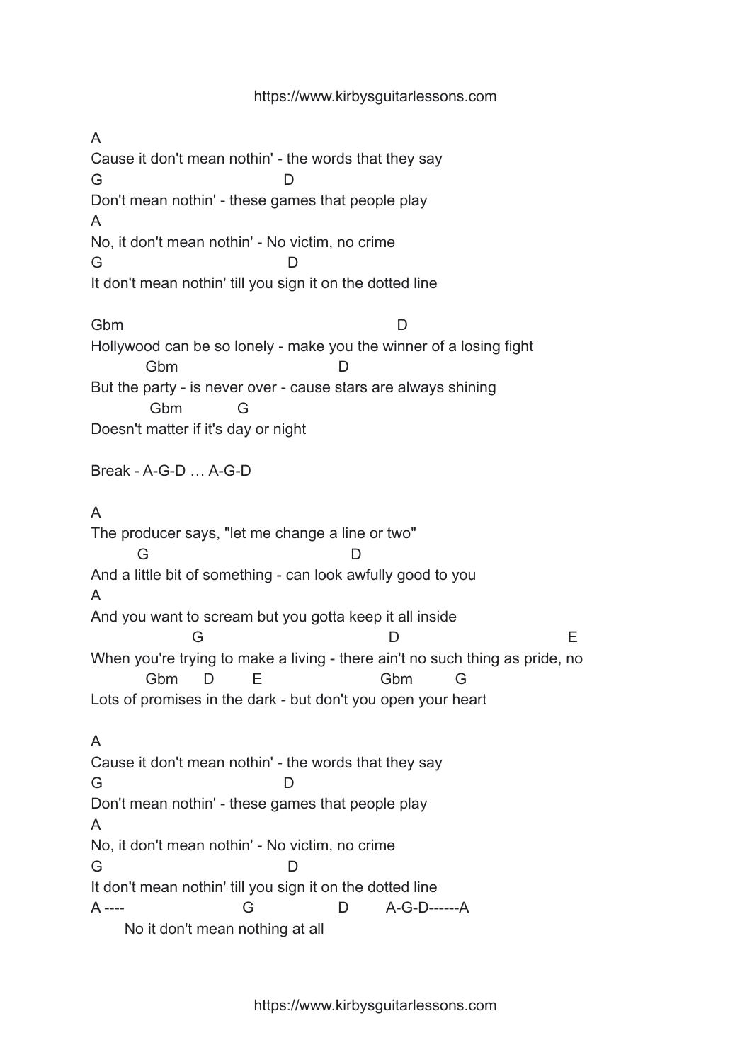```
A
Cause it don't mean nothin' - the words that they say
G                              D
Don't mean nothin' - these games that people play
A
No, it don't mean nothin' - No victim, no crime
G                               D
It don't mean nothin' till you sign it on the dotted line

Gbm                                              D
Hollywood can be so lonely - make you the winner of a losing fight
         Gbm                           D
But the party - is never over - cause stars are always shining
          Gbm          G
Doesn't matter if it's day or night

Break - A-G-D … A-G-D

A
The producer says, "let me change a line or two"
        G                                D
And a little bit of something - can look awfully good to you
A
And you want to scream but you gotta keep it all inside
                  G                            D                            E
When you're trying to make a living - there ain't no such thing as pride, no
         Gbm     D        E                  Gbm       G
Lots of promises in the dark - but don't you open your heart

A
Cause it don't mean nothin' - the words that they say
G                              D
Don't mean nothin' - these games that people play
A
No, it don't mean nothin' - No victim, no crime
G                               D
It don't mean nothin' till you sign it on the dotted line
A ----                 G              D       A-G-D------A
      No it don't mean nothing at all
```